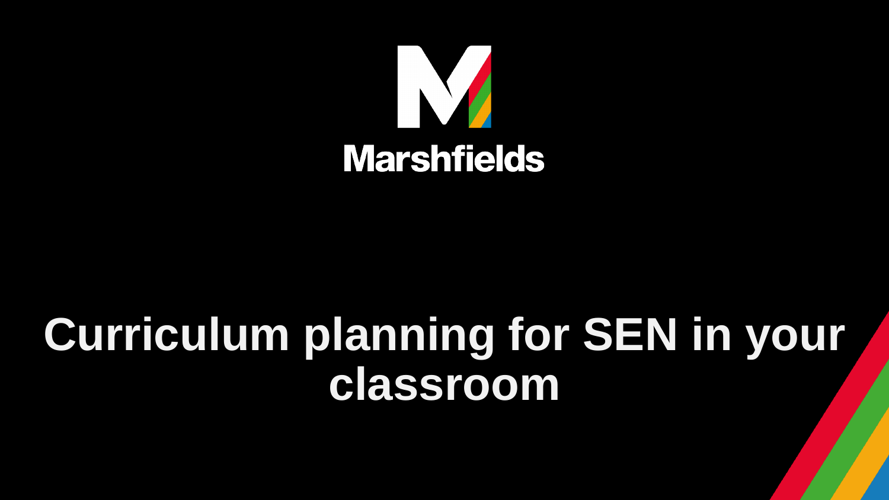Marshfields

# Curriculum planning for SEN in your classroom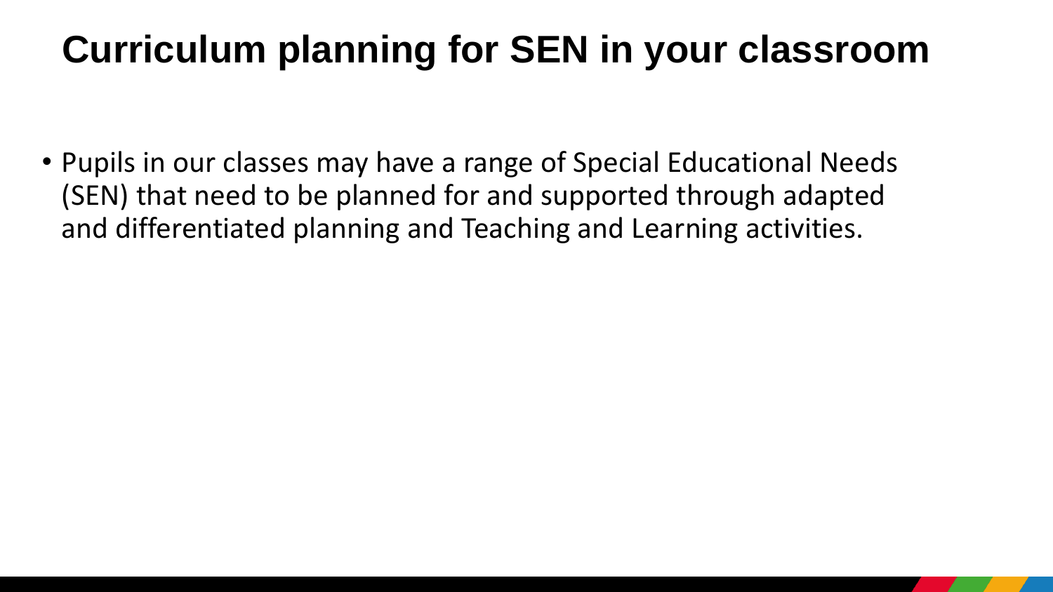# Curriculum planning for SEN in your classroom

- Pupils in our classes may have a range of Special Educational Needs (SEN) that need to be planned for and supported through adapted and differentiated planning and Teaching and Learning activities.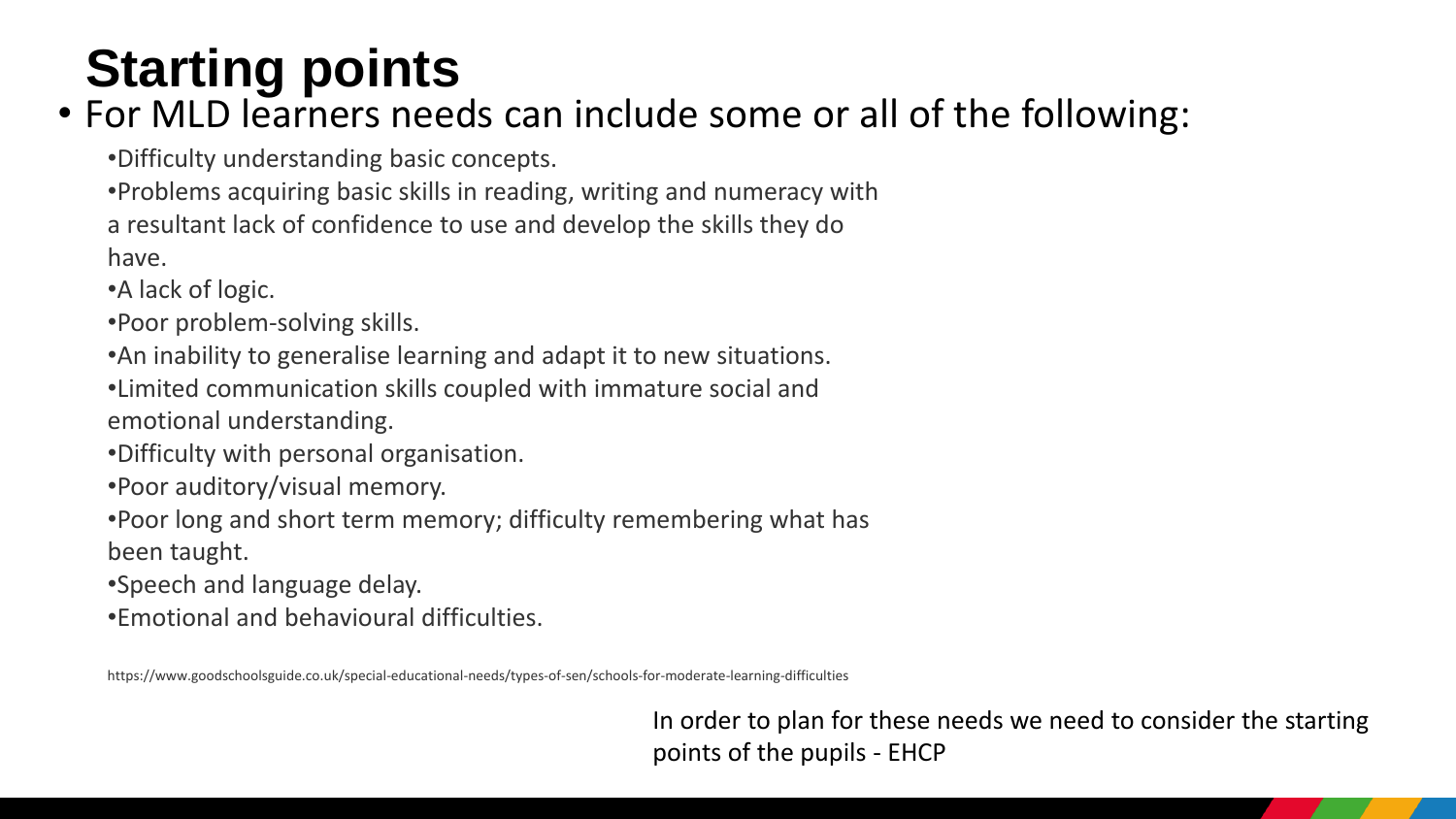# Starting points

- For MLD learners needs can include some or all of the following:
  - Difficulty understanding basic concepts.
  - Problems acquiring basic skills in reading, writing and numeracy with a resultant lack of confidence to use and develop the skills they do have.
  - A lack of logic.
  - Poor problem-solving skills.
  - An inability to generalise learning and adapt it to new situations.
  - Limited communication skills coupled with immature social and emotional understanding.
  - Difficulty with personal organisation.
  - Poor auditory/visual memory.
  - Poor long and short term memory; difficulty remembering what has been taught.
  - Speech and language delay.
  - Emotional and behavioural difficulties.

https://www.goodschoolsguide.co.uk/special-educational-needs/types-of-sen/schools-for-moderate-learning-difficulties

In order to plan for these needs we need to consider the starting points of the pupils - EHCP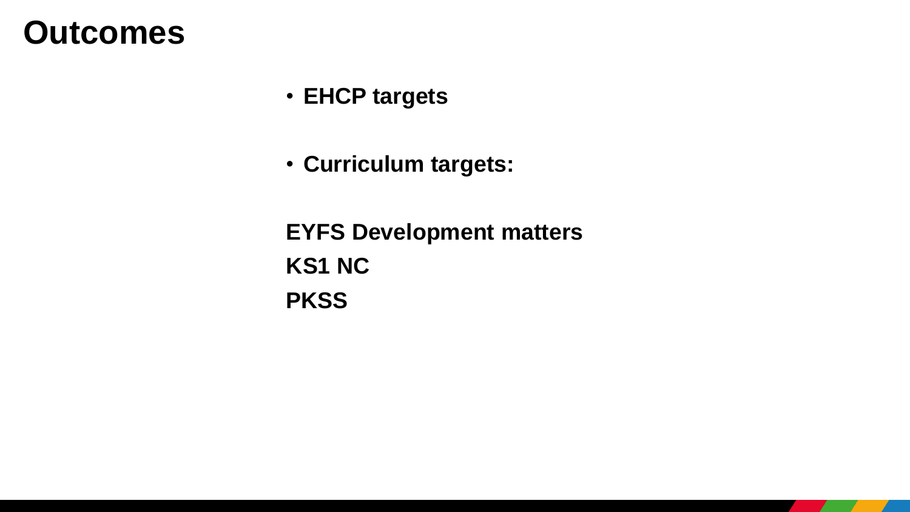# Outcomes

- **EHCP targets**

- **Curriculum targets:**

**EYFS Development matters**
**KS1 NC**
**PKSS**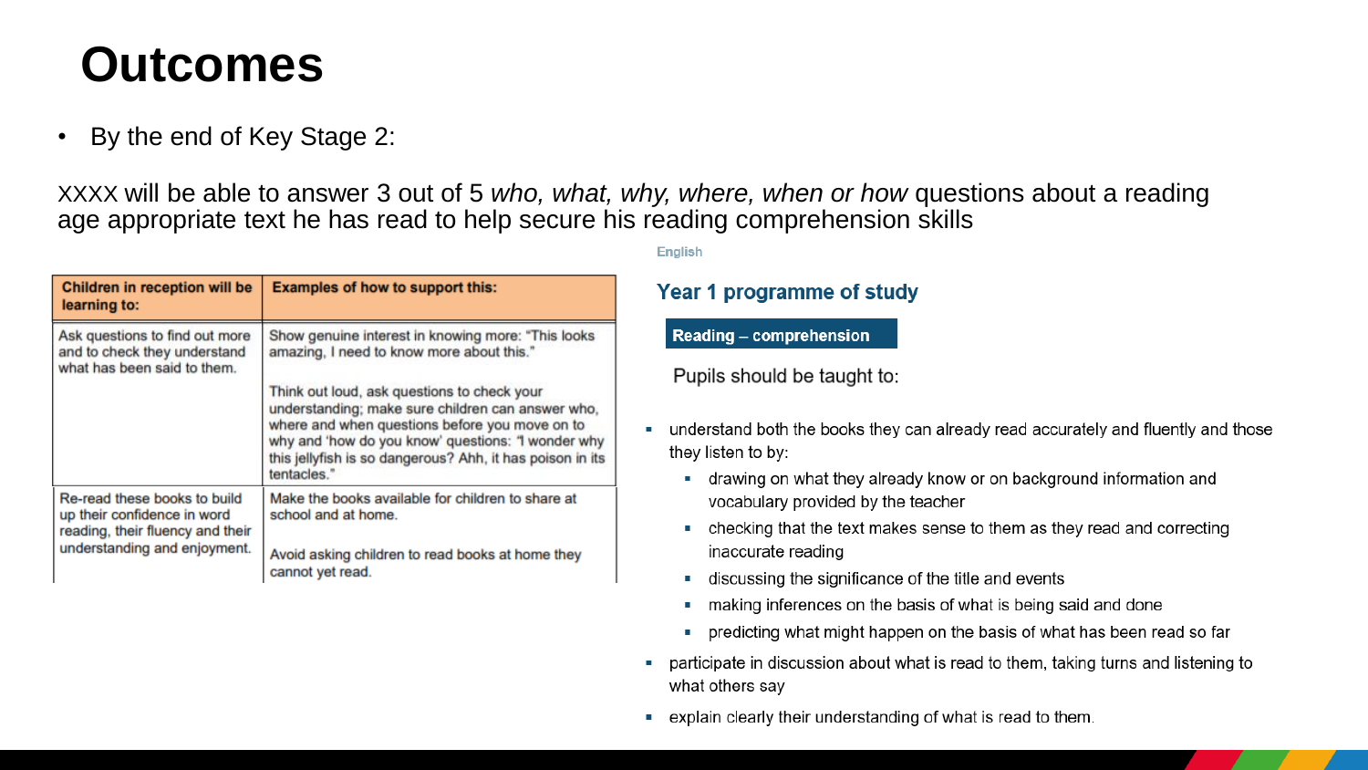# Outcomes

- By the end of Key Stage 2:

XXXX will be able to answer 3 out of 5 *who, what, why, where, when or how* questions about a reading age appropriate text he has read to help secure his reading comprehension skills

| Children in reception will be learning to: | Examples of how to support this: |
|---|---|
| Ask questions to find out more and to check they understand what has been said to them. | Show genuine interest in knowing more: "This looks amazing, I need to know more about this."<br><br>Think out loud, ask questions to check your understanding; make sure children can answer who, where and when questions before you move on to why and 'how do you know' questions: 'I wonder why this jellyfish is so dangerous? Ahh, it has poison in its tentacles." |
| Re-read these books to build up their confidence in word reading, their fluency and their understanding and enjoyment. | Make the books available for children to share at school and at home.<br><br>Avoid asking children to read books at home they cannot yet read. |

English

## Year 1 programme of study

**Reading – comprehension**

Pupils should be taught to:

- understand both the books they can already read accurately and fluently and those they listen to by:
  - drawing on what they already know or on background information and vocabulary provided by the teacher
  - checking that the text makes sense to them as they read and correcting inaccurate reading
  - discussing the significance of the title and events
  - making inferences on the basis of what is being said and done
  - predicting what might happen on the basis of what has been read so far
- participate in discussion about what is read to them, taking turns and listening to what others say
- explain clearly their understanding of what is read to them.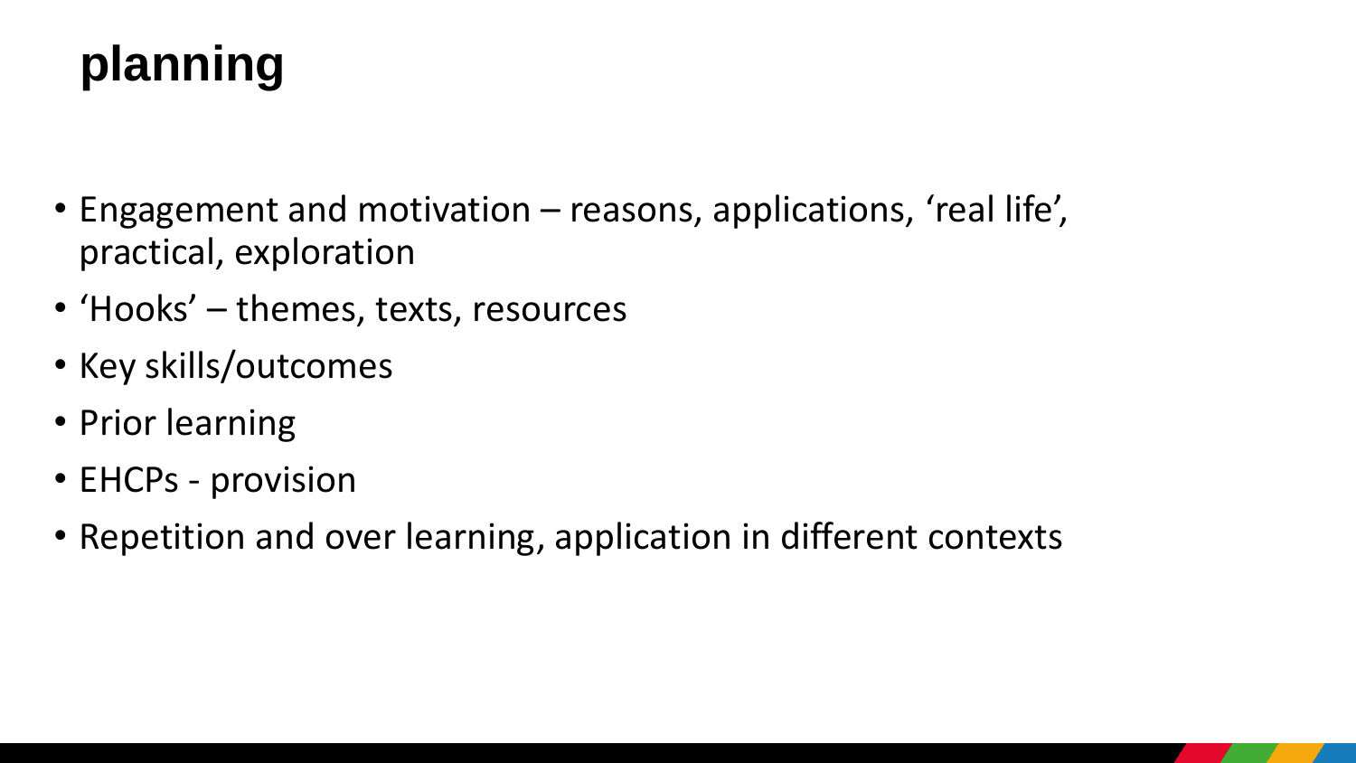# planning

- Engagement and motivation – reasons, applications, ‘real life’, practical, exploration
- ‘Hooks’ – themes, texts, resources
- Key skills/outcomes
- Prior learning
- EHCPs - provision
- Repetition and over learning, application in different contexts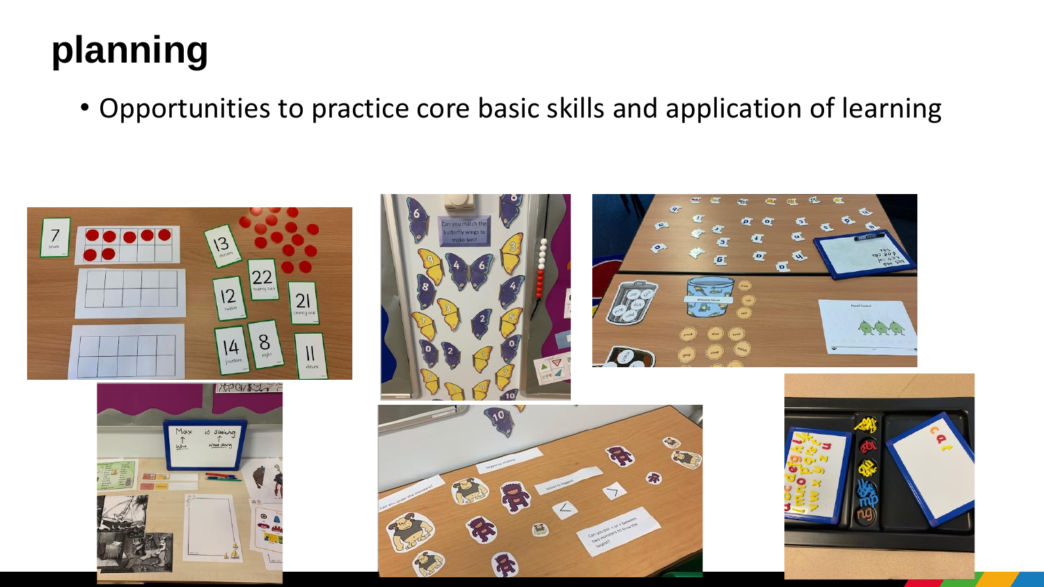# planning

- Opportunities to practice core basic skills and application of learning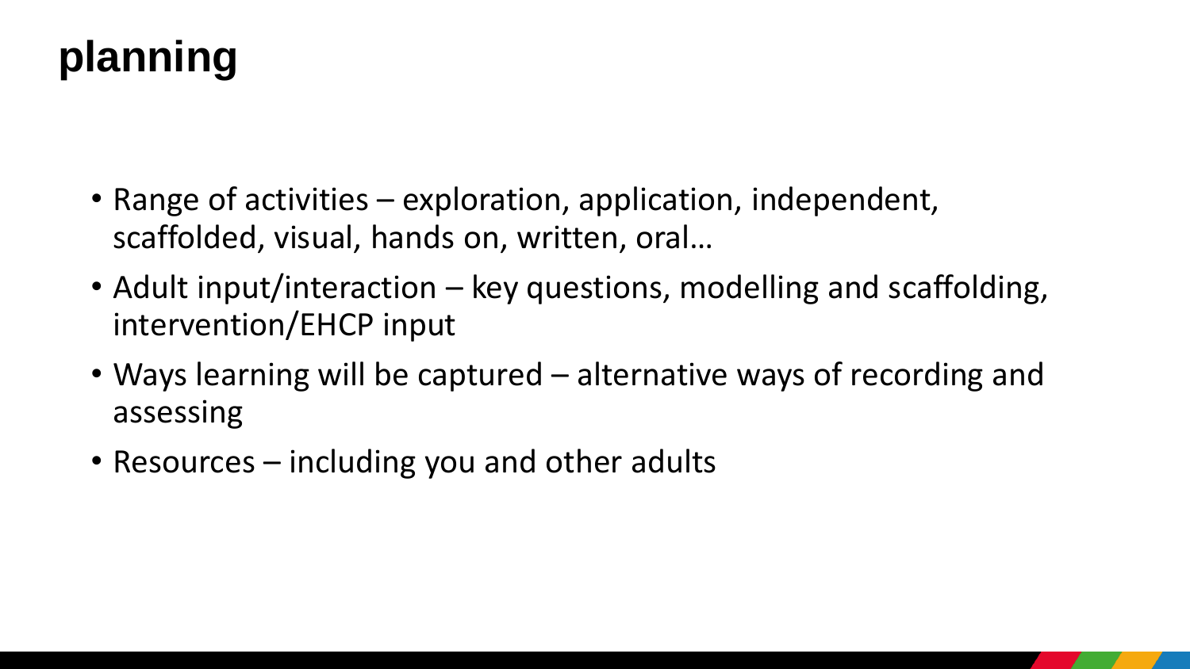# planning

- Range of activities – exploration, application, independent, scaffolded, visual, hands on, written, oral…
- Adult input/interaction – key questions, modelling and scaffolding, intervention/EHCP input
- Ways learning will be captured – alternative ways of recording and assessing
- Resources – including you and other adults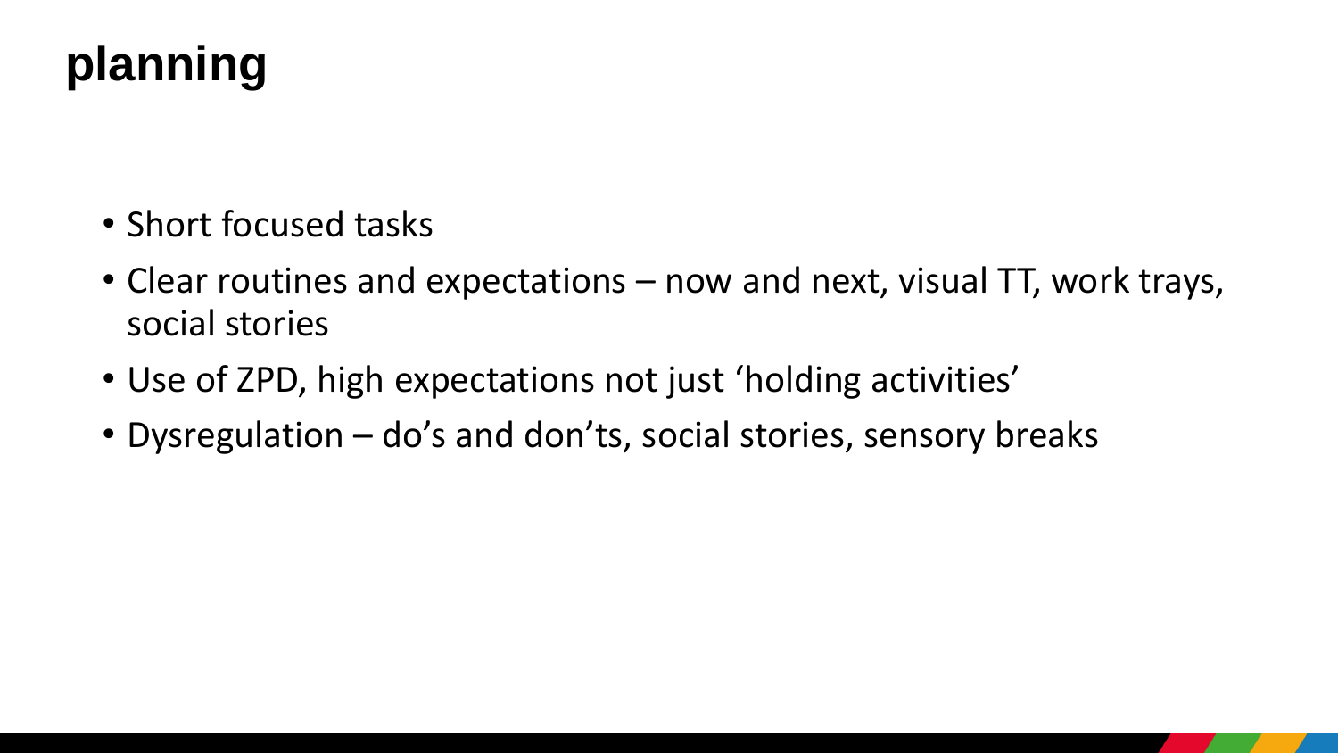# planning

- Short focused tasks
- Clear routines and expectations – now and next, visual TT, work trays, social stories
- Use of ZPD, high expectations not just ‘holding activities’
- Dysregulation – do’s and don’ts, social stories, sensory breaks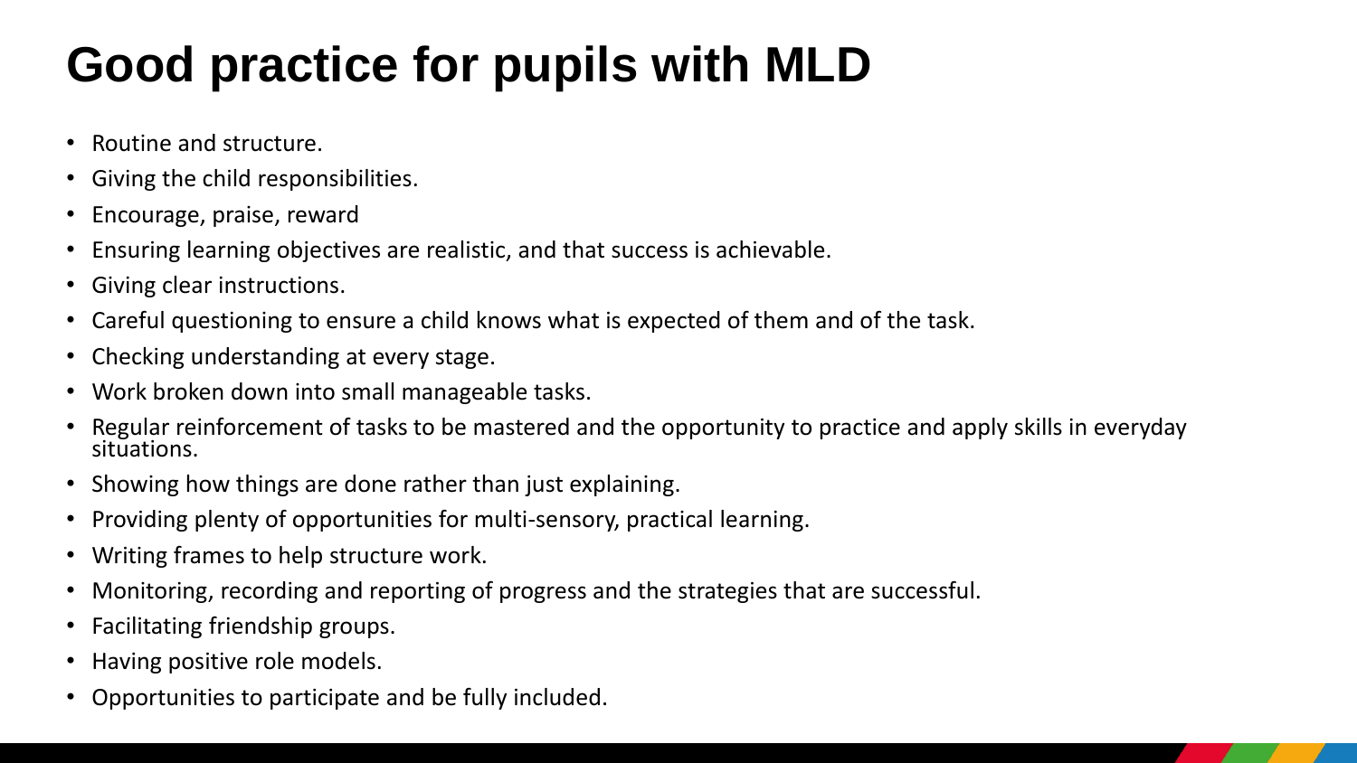# Good practice for pupils with MLD

- Routine and structure.
- Giving the child responsibilities.
- Encourage, praise, reward
- Ensuring learning objectives are realistic, and that success is achievable.
- Giving clear instructions.
- Careful questioning to ensure a child knows what is expected of them and of the task.
- Checking understanding at every stage.
- Work broken down into small manageable tasks.
- Regular reinforcement of tasks to be mastered and the opportunity to practice and apply skills in everyday situations.
- Showing how things are done rather than just explaining.
- Providing plenty of opportunities for multi-sensory, practical learning.
- Writing frames to help structure work.
- Monitoring, recording and reporting of progress and the strategies that are successful.
- Facilitating friendship groups.
- Having positive role models.
- Opportunities to participate and be fully included.